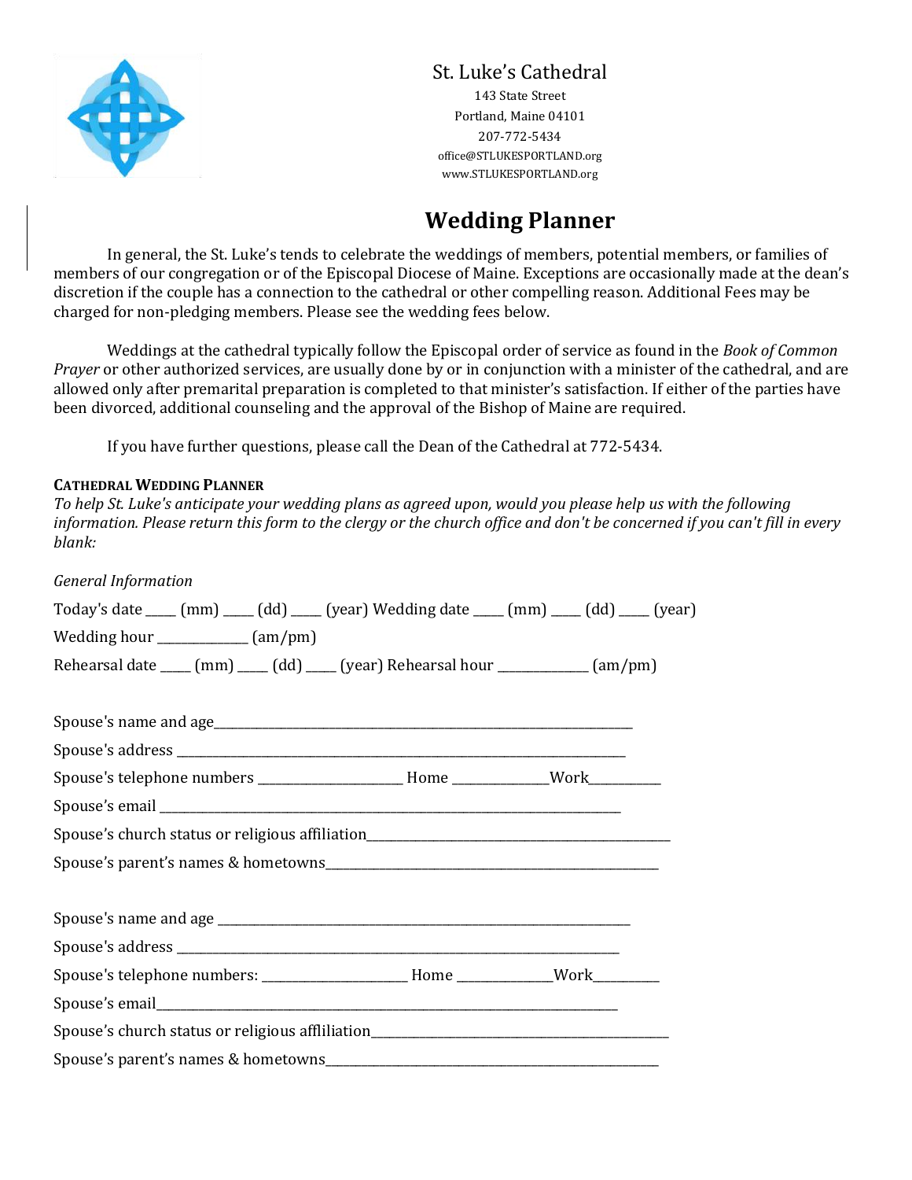St. Luke's Cathedral
143 State Street
Portland, Maine 04101
207-772-5434
office@STLUKESPORTLAND.org
www.STLUKESPORTLAND.org

# Wedding Planner

In general, the St. Luke's tends to celebrate the weddings of members, potential members, or families of members of our congregation or of the Episcopal Diocese of Maine. Exceptions are occasionally made at the dean's discretion if the couple has a connection to the cathedral or other compelling reason. Additional Fees may be charged for non-pledging members. Please see the wedding fees below.

Weddings at the cathedral typically follow the Episcopal order of service as found in the *Book of Common Prayer* or other authorized services, are usually done by or in conjunction with a minister of the cathedral, and are allowed only after premarital preparation is completed to that minister's satisfaction. If either of the parties have been divorced, additional counseling and the approval of the Bishop of Maine are required.

If you have further questions, please call the Dean of the Cathedral at 772-5434.

**CATHEDRAL WEDDING PLANNER**

*To help St. Luke's anticipate your wedding plans as agreed upon, would you please help us with the following information. Please return this form to the clergy or the church office and don't be concerned if you can't fill in every blank:*

*General Information*

Today's date ____ (mm) ____ (dd) ____ (year) Wedding date ____ (mm) ____ (dd) ____ (year)

Wedding hour ____________ (am/pm)

Rehearsal date ____ (mm) ____ (dd) ____ (year) Rehearsal hour ____________ (am/pm)

Spouse's name and age______________________________________________________________

Spouse's address ____________________________________________________________

Spouse's telephone numbers ____________________ Home ____________Work__________

Spouse's email ______________________________________________________________

Spouse's church status or religious affiliation_________________________________________

Spouse's parent's names & hometowns_____________________________________________

Spouse's name and age ______________________________________________________

Spouse's address ____________________________________________________________

Spouse's telephone numbers: ____________________ Home ____________Work_________

Spouse's email______________________________________________________________

Spouse's church status or religious affiliation_________________________________________

Spouse's parent's names & hometowns_____________________________________________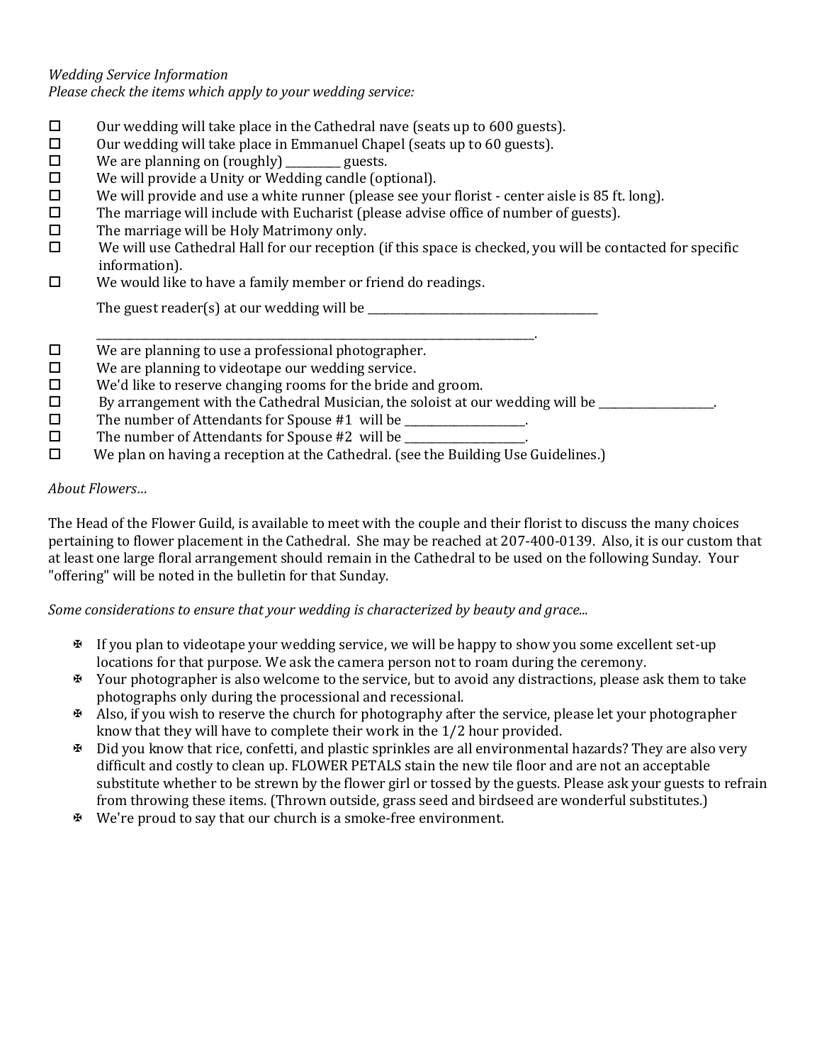*Wedding Service Information*
*Please check the items which apply to your wedding service:*

- ☐ Our wedding will take place in the Cathedral nave (seats up to 600 guests).
- ☐ Our wedding will take place in Emmanuel Chapel (seats up to 60 guests).
- ☐ We are planning on (roughly) __________ guests.
- ☐ We will provide a Unity or Wedding candle (optional).
- ☐ We will provide and use a white runner (please see your florist - center aisle is 85 ft. long).
- ☐ The marriage will include with Eucharist (please advise office of number of guests).
- ☐ The marriage will be Holy Matrimony only.
- ☐ We will use Cathedral Hall for our reception (if this space is checked, you will be contacted for specific information).
- ☐ We would like to have a family member or friend do readings.

  The guest reader(s) at our wedding will be ________________________________________

  ________________________________________________________________________________.
- ☐ We are planning to use a professional photographer.
- ☐ We are planning to videotape our wedding service.
- ☐ We'd like to reserve changing rooms for the bride and groom.
- ☐ By arrangement with the Cathedral Musician, the soloist at our wedding will be ____________________.
- ☐ The number of Attendants for Spouse #1 will be ____________________.
- ☐ The number of Attendants for Spouse #2 will be ____________________.
- ☐ We plan on having a reception at the Cathedral. (see the Building Use Guidelines.)

*About Flowers…*

The Head of the Flower Guild, is available to meet with the couple and their florist to discuss the many choices pertaining to flower placement in the Cathedral. She may be reached at 207-400-0139. Also, it is our custom that at least one large floral arrangement should remain in the Cathedral to be used on the following Sunday. Your "offering" will be noted in the bulletin for that Sunday.

*Some considerations to ensure that your wedding is characterized by beauty and grace...*

- If you plan to videotape your wedding service, we will be happy to show you some excellent set-up locations for that purpose. We ask the camera person not to roam during the ceremony.
- Your photographer is also welcome to the service, but to avoid any distractions, please ask them to take photographs only during the processional and recessional.
- Also, if you wish to reserve the church for photography after the service, please let your photographer know that they will have to complete their work in the 1/2 hour provided.
- Did you know that rice, confetti, and plastic sprinkles are all environmental hazards? They are also very difficult and costly to clean up. FLOWER PETALS stain the new tile floor and are not an acceptable substitute whether to be strewn by the flower girl or tossed by the guests. Please ask your guests to refrain from throwing these items. (Thrown outside, grass seed and birdseed are wonderful substitutes.)
- We're proud to say that our church is a smoke-free environment.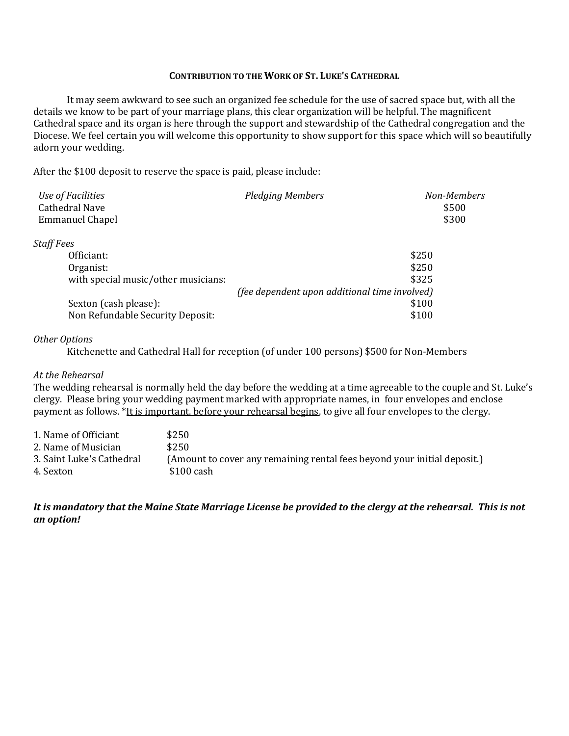## CONTRIBUTION TO THE WORK OF ST. LUKE'S CATHEDRAL

It may seem awkward to see such an organized fee schedule for the use of sacred space but, with all the details we know to be part of your marriage plans, this clear organization will be helpful. The magnificent Cathedral space and its organ is here through the support and stewardship of the Cathedral congregation and the Diocese. We feel certain you will welcome this opportunity to show support for this space which will so beautifully adorn your wedding.

After the $100 deposit to reserve the space is paid, please include:

| *Use of Facilities* | *Pledging Members* | *Non-Members* |
|---|---|---|
| Cathedral Nave | | $500 |
| Emmanuel Chapel | | $300 |

*Staff Fees*

| | |
|---|---|
| Officiant: | $250 |
| Organist: | $250 |
| with special music/other musicians: | $325 |
| | *(fee dependent upon additional time involved)* |
| Sexton (cash please): | $100 |
| Non Refundable Security Deposit: | $100 |

*Other Options*

Kitchenette and Cathedral Hall for reception (of under 100 persons) $500 for Non-Members

*At the Rehearsal*

The wedding rehearsal is normally held the day before the wedding at a time agreeable to the couple and St. Luke's clergy. Please bring your wedding payment marked with appropriate names, in four envelopes and enclose payment as follows. *<u>It is important, before your rehearsal begins</u>, to give all four envelopes to the clergy.

| | |
|---|---|
| 1. Name of Officiant | $250 |
| 2. Name of Musician | $250 |
| 3. Saint Luke's Cathedral | (Amount to cover any remaining rental fees beyond your initial deposit.) |
| 4. Sexton | $100 cash |

***It is mandatory that the Maine State Marriage License be provided to the clergy at the rehearsal. This is not an option!***